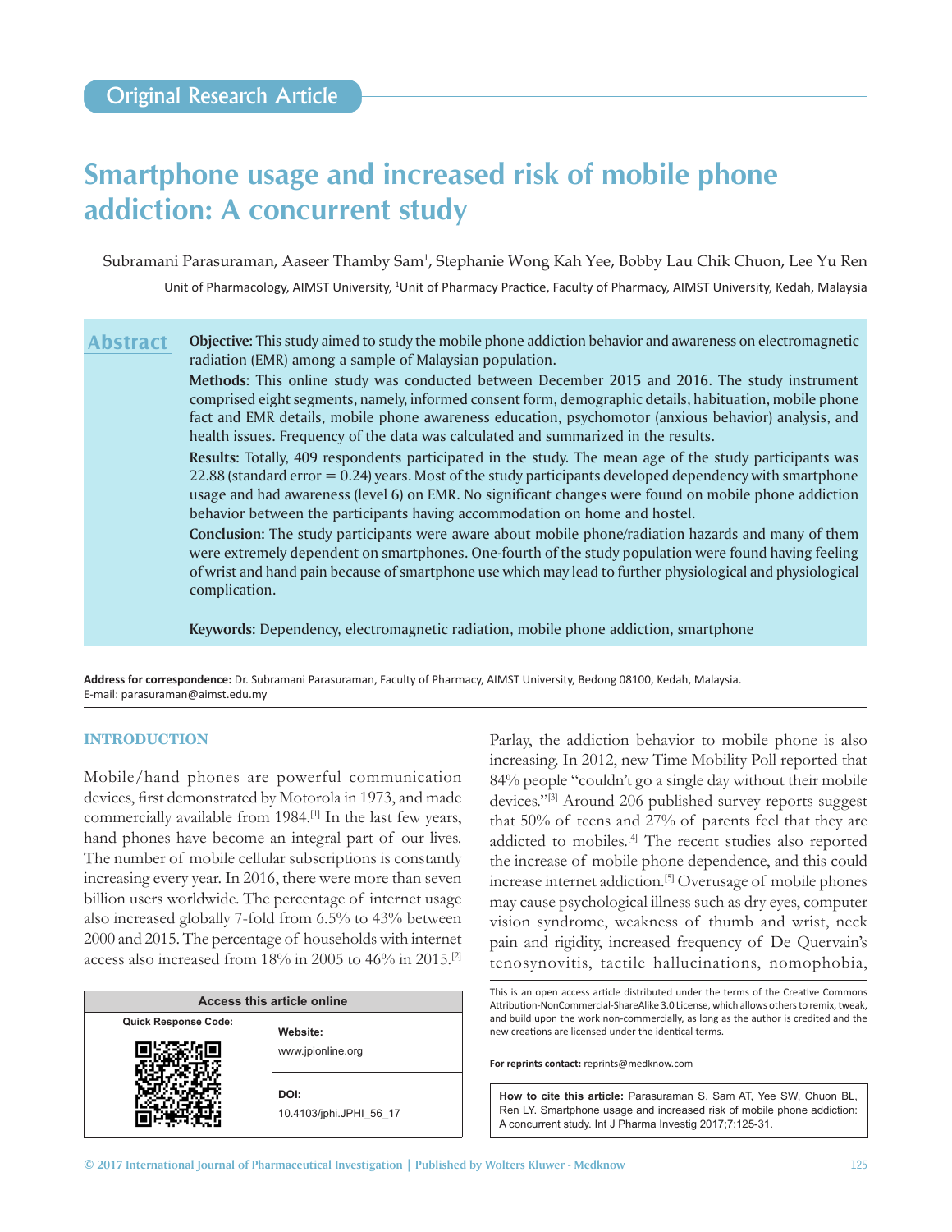Original Research Article

# Smartphone usage and increased risk of mobile phone addiction: A concurrent study

Subramani Parasuraman, Aaseer Thamby Sam[1], Stephanie Wong Kah Yee, Bobby Lau Chik Chuon, Lee Yu Ren

Unit of Pharmacology, AIMST University, [1]Unit of Pharmacy Practice, Faculty of Pharmacy, AIMST University, Kedah, Malaysia

## Abstract

**Objective:** This study aimed to study the mobile phone addiction behavior and awareness on electromagnetic radiation (EMR) among a sample of Malaysian population.

**Methods**: This online study was conducted between December 2015 and 2016. The study instrument comprised eight segments, namely, informed consent form, demographic details, habituation, mobile phone fact and EMR details, mobile phone awareness education, psychomotor (anxious behavior) analysis, and health issues. Frequency of the data was calculated and summarized in the results.

**Results**: Totally, 409 respondents participated in the study. The mean age of the study participants was 22.88 (standard error = 0.24) years. Most of the study participants developed dependency with smartphone usage and had awareness (level 6) on EMR. No significant changes were found on mobile phone addiction behavior between the participants having accommodation on home and hostel.

**Conclusion:** The study participants were aware about mobile phone/radiation hazards and many of them were extremely dependent on smartphones. One-fourth of the study population were found having feeling of wrist and hand pain because of smartphone use which may lead to further physiological and physiological complication.

**Keywords:** Dependency, electromagnetic radiation, mobile phone addiction, smartphone

**Address for correspondence:** Dr. Subramani Parasuraman, Faculty of Pharmacy, AIMST University, Bedong 08100, Kedah, Malaysia.
E-mail: parasuraman@aimst.edu.my

## INTRODUCTION

Mobile/hand phones are powerful communication devices, first demonstrated by Motorola in 1973, and made commercially available from 1984.[1] In the last few years, hand phones have become an integral part of our lives. The number of mobile cellular subscriptions is constantly increasing every year. In 2016, there were more than seven billion users worldwide. The percentage of internet usage also increased globally 7-fold from 6.5% to 43% between 2000 and 2015. The percentage of households with internet access also increased from 18% in 2005 to 46% in 2015.[2] Parlay, the addiction behavior to mobile phone is also increasing. In 2012, new Time Mobility Poll reported that 84% people "couldn't go a single day without their mobile devices."[3] Around 206 published survey reports suggest that 50% of teens and 27% of parents feel that they are addicted to mobiles.[4] The recent studies also reported the increase of mobile phone dependence, and this could increase internet addiction.[5] Overusage of mobile phones may cause psychological illness such as dry eyes, computer vision syndrome, weakness of thumb and wrist, neck pain and rigidity, increased frequency of De Quervain's tenosynovitis, tactile hallucinations, nomophobia,

| Access this article online | |
|---|---|
| Quick Response Code: | Website: www.jpionline.org |
| | DOI: 10.4103/jphi.JPHI_56_17 |

This is an open access article distributed under the terms of the Creative Commons Attribution-NonCommercial-ShareAlike 3.0 License, which allows others to remix, tweak, and build upon the work non-commercially, as long as the author is credited and the new creations are licensed under the identical terms.

**For reprints contact:** reprints@medknow.com

**How to cite this article:** Parasuraman S, Sam AT, Yee SW, Chuon BL, Ren LY. Smartphone usage and increased risk of mobile phone addiction: A concurrent study. Int J Pharma Investig 2017;7:125-31.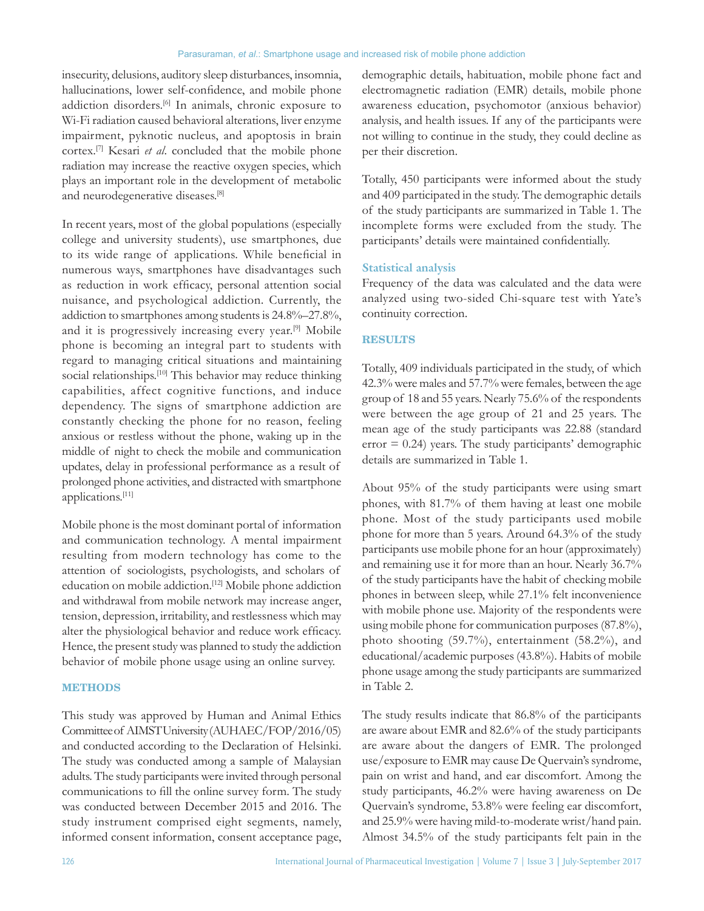insecurity, delusions, auditory sleep disturbances, insomnia, hallucinations, lower self-confidence, and mobile phone addiction disorders.[6] In animals, chronic exposure to Wi-Fi radiation caused behavioral alterations, liver enzyme impairment, pyknotic nucleus, and apoptosis in brain cortex.[7] Kesari *et al*. concluded that the mobile phone radiation may increase the reactive oxygen species, which plays an important role in the development of metabolic and neurodegenerative diseases.[8]

In recent years, most of the global populations (especially college and university students), use smartphones, due to its wide range of applications. While beneficial in numerous ways, smartphones have disadvantages such as reduction in work efficacy, personal attention social nuisance, and psychological addiction. Currently, the addiction to smartphones among students is 24.8%–27.8%, and it is progressively increasing every year.[9] Mobile phone is becoming an integral part to students with regard to managing critical situations and maintaining social relationships.[10] This behavior may reduce thinking capabilities, affect cognitive functions, and induce dependency. The signs of smartphone addiction are constantly checking the phone for no reason, feeling anxious or restless without the phone, waking up in the middle of night to check the mobile and communication updates, delay in professional performance as a result of prolonged phone activities, and distracted with smartphone applications.[11]

Mobile phone is the most dominant portal of information and communication technology. A mental impairment resulting from modern technology has come to the attention of sociologists, psychologists, and scholars of education on mobile addiction.[12] Mobile phone addiction and withdrawal from mobile network may increase anger, tension, depression, irritability, and restlessness which may alter the physiological behavior and reduce work efficacy. Hence, the present study was planned to study the addiction behavior of mobile phone usage using an online survey.

## METHODS

This study was approved by Human and Animal Ethics Committee of AIMST University (AUHAEC/FOP/2016/05) and conducted according to the Declaration of Helsinki. The study was conducted among a sample of Malaysian adults. The study participants were invited through personal communications to fill the online survey form. The study was conducted between December 2015 and 2016. The study instrument comprised eight segments, namely, informed consent information, consent acceptance page, demographic details, habituation, mobile phone fact and electromagnetic radiation (EMR) details, mobile phone awareness education, psychomotor (anxious behavior) analysis, and health issues. If any of the participants were not willing to continue in the study, they could decline as per their discretion.

Totally, 450 participants were informed about the study and 409 participated in the study. The demographic details of the study participants are summarized in Table 1. The incomplete forms were excluded from the study. The participants' details were maintained confidentially.

### Statistical analysis

Frequency of the data was calculated and the data were analyzed using two-sided Chi-square test with Yate's continuity correction.

## RESULTS

Totally, 409 individuals participated in the study, of which 42.3% were males and 57.7% were females, between the age group of 18 and 55 years. Nearly 75.6% of the respondents were between the age group of 21 and 25 years. The mean age of the study participants was 22.88 (standard error = 0.24) years. The study participants' demographic details are summarized in Table 1.

About 95% of the study participants were using smart phones, with 81.7% of them having at least one mobile phone. Most of the study participants used mobile phone for more than 5 years. Around 64.3% of the study participants use mobile phone for an hour (approximately) and remaining use it for more than an hour. Nearly 36.7% of the study participants have the habit of checking mobile phones in between sleep, while 27.1% felt inconvenience with mobile phone use. Majority of the respondents were using mobile phone for communication purposes (87.8%), photo shooting (59.7%), entertainment (58.2%), and educational/academic purposes (43.8%). Habits of mobile phone usage among the study participants are summarized in Table 2.

The study results indicate that 86.8% of the participants are aware about EMR and 82.6% of the study participants are aware about the dangers of EMR. The prolonged use/exposure to EMR may cause De Quervain's syndrome, pain on wrist and hand, and ear discomfort. Among the study participants, 46.2% were having awareness on De Quervain's syndrome, 53.8% were feeling ear discomfort, and 25.9% were having mild-to-moderate wrist/hand pain. Almost 34.5% of the study participants felt pain in the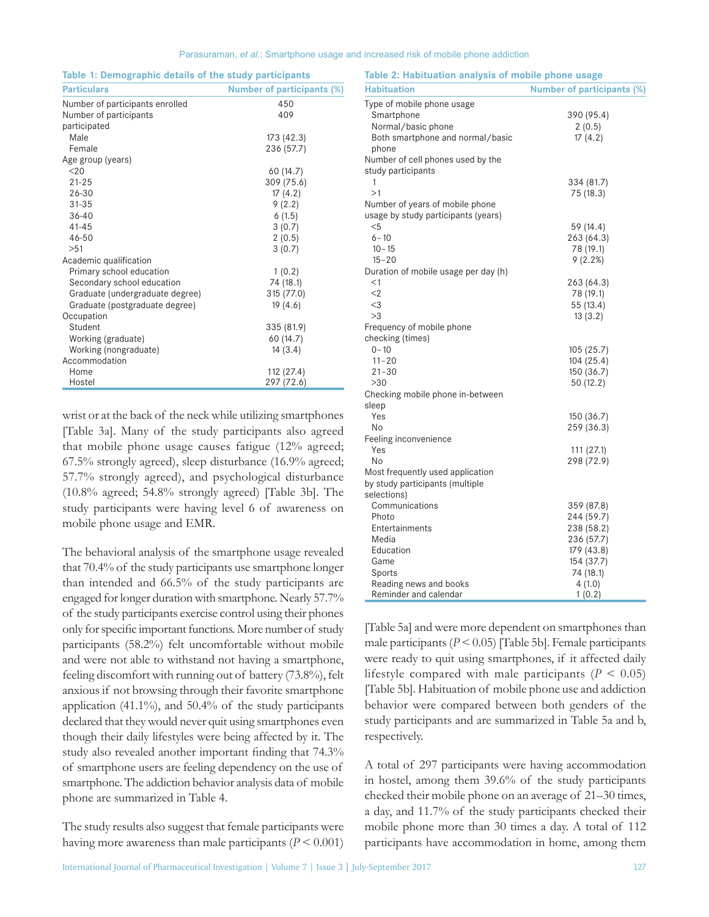**Table 1: Demographic details of the study participants**

| Particulars | Number of participants (%) |
|---|---|
| Number of participants enrolled | 450 |
| Number of participants participated | 409 |
| Male | 173 (42.3) |
| Female | 236 (57.7) |
| Age group (years) | |
| <20 | 60 (14.7) |
| 21-25 | 309 (75.6) |
| 26-30 | 17 (4.2) |
| 31-35 | 9 (2.2) |
| 36-40 | 6 (1.5) |
| 41-45 | 3 (0.7) |
| 46-50 | 2 (0.5) |
| >51 | 3 (0.7) |
| Academic qualification | |
| Primary school education | 1 (0.2) |
| Secondary school education | 74 (18.1) |
| Graduate (undergraduate degree) | 315 (77.0) |
| Graduate (postgraduate degree) | 19 (4.6) |
| Occupation | |
| Student | 335 (81.9) |
| Working (graduate) | 60 (14.7) |
| Working (nongraduate) | 14 (3.4) |
| Accommodation | |
| Home | 112 (27.4) |
| Hostel | 297 (72.6) |

wrist or at the back of the neck while utilizing smartphones [Table 3a]. Many of the study participants also agreed that mobile phone usage causes fatigue (12% agreed; 67.5% strongly agreed), sleep disturbance (16.9% agreed; 57.7% strongly agreed), and psychological disturbance (10.8% agreed; 54.8% strongly agreed) [Table 3b]. The study participants were having level 6 of awareness on mobile phone usage and EMR.

The behavioral analysis of the smartphone usage revealed that 70.4% of the study participants use smartphone longer than intended and 66.5% of the study participants are engaged for longer duration with smartphone. Nearly 57.7% of the study participants exercise control using their phones only for specific important functions. More number of study participants (58.2%) felt uncomfortable without mobile and were not able to withstand not having a smartphone, feeling discomfort with running out of battery (73.8%), felt anxious if not browsing through their favorite smartphone application (41.1%), and 50.4% of the study participants declared that they would never quit using smartphones even though their daily lifestyles were being affected by it. The study also revealed another important finding that 74.3% of smartphone users are feeling dependency on the use of smartphone. The addiction behavior analysis data of mobile phone are summarized in Table 4.

The study results also suggest that female participants were having more awareness than male participants ($P < 0.001$) [Table 5a] and were more dependent on smartphones than male participants ($P < 0.05$) [Table 5b]. Female participants were ready to quit using smartphones, if it affected daily lifestyle compared with male participants ($P < 0.05$) [Table 5b]. Habituation of mobile phone use and addiction behavior were compared between both genders of the study participants and are summarized in Table 5a and b, respectively.

**Table 2: Habituation analysis of mobile phone usage**

| Habituation | Number of participants (%) |
|---|---|
| Type of mobile phone usage | |
| Smartphone | 390 (95.4) |
| Normal/basic phone | 2 (0.5) |
| Both smartphone and normal/basic phone | 17 (4.2) |
| Number of cell phones used by the study participants | |
| 1 | 334 (81.7) |
| >1 | 75 (18.3) |
| Number of years of mobile phone usage by study participants (years) | |
| <5 | 59 (14.4) |
| 6–10 | 263 (64.3) |
| 10–15 | 78 (19.1) |
| 15–20 | 9 (2.2%) |
| Duration of mobile usage per day (h) | |
| <1 | 263 (64.3) |
| <2 | 78 (19.1) |
| <3 | 55 (13.4) |
| >3 | 13 (3.2) |
| Frequency of mobile phone checking (times) | |
| 0–10 | 105 (25.7) |
| 11–20 | 104 (25.4) |
| 21–30 | 150 (36.7) |
| >30 | 50 (12.2) |
| Checking mobile phone in-between sleep | |
| Yes | 150 (36.7) |
| No | 259 (36.3) |
| Feeling inconvenience | |
| Yes | 111 (27.1) |
| No | 298 (72.9) |
| Most frequently used application by study participants (multiple selections) | |
| Communications | 359 (87.8) |
| Photo | 244 (59.7) |
| Entertainments | 238 (58.2) |
| Media | 236 (57.7) |
| Education | 179 (43.8) |
| Game | 154 (37.7) |
| Sports | 74 (18.1) |
| Reading news and books | 4 (1.0) |
| Reminder and calendar | 1 (0.2) |

A total of 297 participants were having accommodation in hostel, among them 39.6% of the study participants checked their mobile phone on an average of 21–30 times, a day, and 11.7% of the study participants checked their mobile phone more than 30 times a day. A total of 112 participants have accommodation in home, among them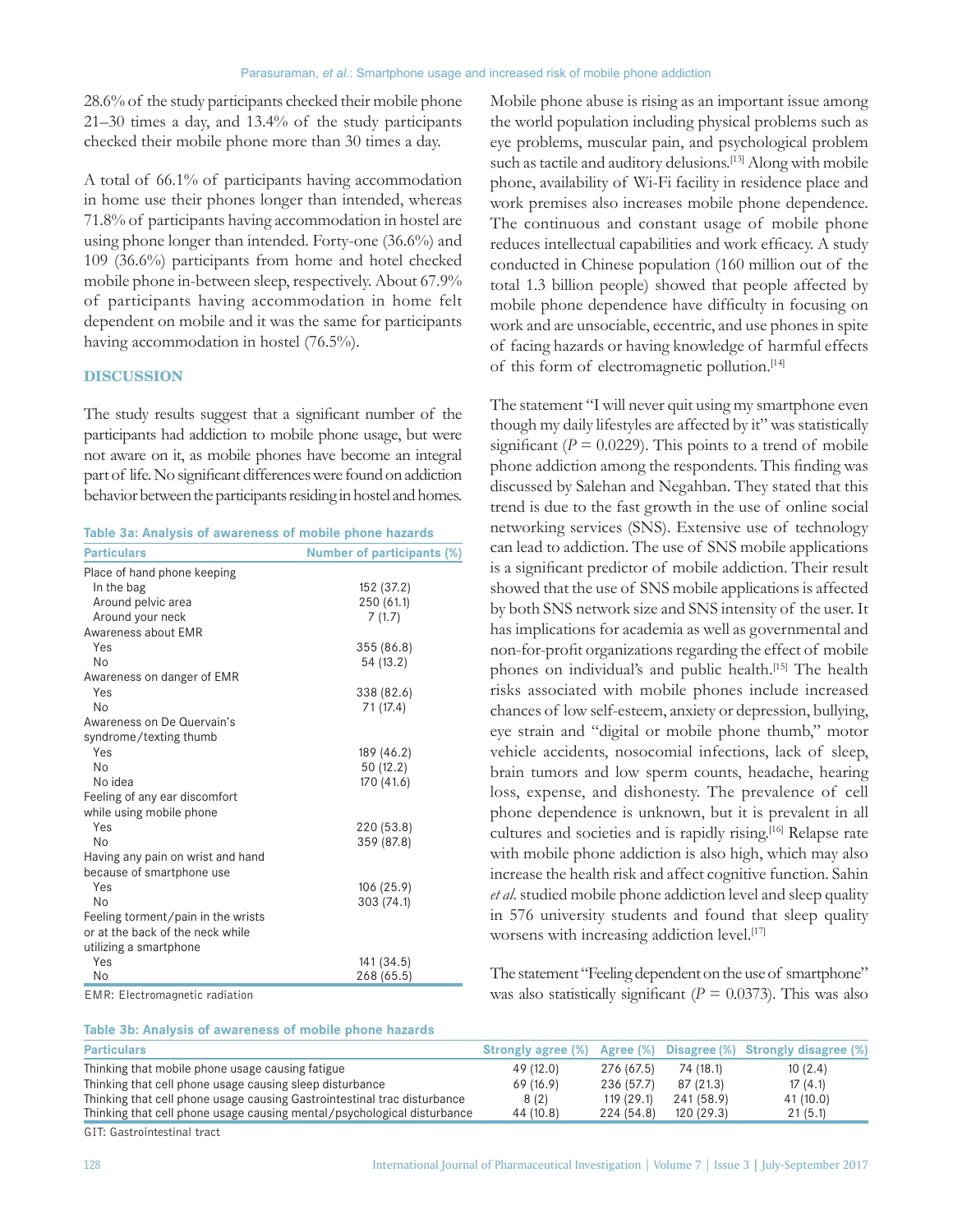28.6% of the study participants checked their mobile phone 21–30 times a day, and 13.4% of the study participants checked their mobile phone more than 30 times a day.

A total of 66.1% of participants having accommodation in home use their phones longer than intended, whereas 71.8% of participants having accommodation in hostel are using phone longer than intended. Forty-one (36.6%) and 109 (36.6%) participants from home and hotel checked mobile phone in-between sleep, respectively. About 67.9% of participants having accommodation in home felt dependent on mobile and it was the same for participants having accommodation in hostel (76.5%).

## DISCUSSION

The study results suggest that a significant number of the participants had addiction to mobile phone usage, but were not aware on it, as mobile phones have become an integral part of life. No significant differences were found on addiction behavior between the participants residing in hostel and homes.

**Table 3a: Analysis of awareness of mobile phone hazards**

| Particulars | Number of participants (%) |
|---|---|
| Place of hand phone keeping | |
| In the bag | 152 (37.2) |
| Around pelvic area | 250 (61.1) |
| Around your neck | 7 (1.7) |
| Awareness about EMR | |
| Yes | 355 (86.8) |
| No | 54 (13.2) |
| Awareness on danger of EMR | |
| Yes | 338 (82.6) |
| No | 71 (17.4) |
| Awareness on De Quervain's syndrome/texting thumb | |
| Yes | 189 (46.2) |
| No | 50 (12.2) |
| No idea | 170 (41.6) |
| Feeling of any ear discomfort while using mobile phone | |
| Yes | 220 (53.8) |
| No | 359 (87.8) |
| Having any pain on wrist and hand because of smartphone use | |
| Yes | 106 (25.9) |
| No | 303 (74.1) |
| Feeling torment/pain in the wrists or at the back of the neck while utilizing a smartphone | |
| Yes | 141 (34.5) |
| No | 268 (65.5) |

EMR: Electromagnetic radiation

Mobile phone abuse is rising as an important issue among the world population including physical problems such as eye problems, muscular pain, and psychological problem such as tactile and auditory delusions.[13] Along with mobile phone, availability of Wi-Fi facility in residence place and work premises also increases mobile phone dependence. The continuous and constant usage of mobile phone reduces intellectual capabilities and work efficacy. A study conducted in Chinese population (160 million out of the total 1.3 billion people) showed that people affected by mobile phone dependence have difficulty in focusing on work and are unsociable, eccentric, and use phones in spite of facing hazards or having knowledge of harmful effects of this form of electromagnetic pollution.[14]

The statement "I will never quit using my smartphone even though my daily lifestyles are affected by it" was statistically significant ($P = 0.0229$). This points to a trend of mobile phone addiction among the respondents. This finding was discussed by Salehan and Negahban. They stated that this trend is due to the fast growth in the use of online social networking services (SNS). Extensive use of technology can lead to addiction. The use of SNS mobile applications is a significant predictor of mobile addiction. Their result showed that the use of SNS mobile applications is affected by both SNS network size and SNS intensity of the user. It has implications for academia as well as governmental and non-for-profit organizations regarding the effect of mobile phones on individual's and public health.[15] The health risks associated with mobile phones include increased chances of low self-esteem, anxiety or depression, bullying, eye strain and "digital or mobile phone thumb," motor vehicle accidents, nosocomial infections, lack of sleep, brain tumors and low sperm counts, headache, hearing loss, expense, and dishonesty. The prevalence of cell phone dependence is unknown, but it is prevalent in all cultures and societies and is rapidly rising.[16] Relapse rate with mobile phone addiction is also high, which may also increase the health risk and affect cognitive function. Sahin *et al.* studied mobile phone addiction level and sleep quality in 576 university students and found that sleep quality worsens with increasing addiction level.[17]

The statement "Feeling dependent on the use of smartphone" was also statistically significant ($P = 0.0373$). This was also

**Table 3b: Analysis of awareness of mobile phone hazards**

| Particulars | Strongly agree (%) | Agree (%) | Disagree (%) | Strongly disagree (%) |
|---|---|---|---|---|
| Thinking that mobile phone usage causing fatigue | 49 (12.0) | 276 (67.5) | 74 (18.1) | 10 (2.4) |
| Thinking that cell phone usage causing sleep disturbance | 69 (16.9) | 236 (57.7) | 87 (21.3) | 17 (4.1) |
| Thinking that cell phone usage causing Gastrointestinal trac disturbance | 8 (2) | 119 (29.1) | 241 (58.9) | 41 (10.0) |
| Thinking that cell phone usage causing mental/psychological disturbance | 44 (10.8) | 224 (54.8) | 120 (29.3) | 21 (5.1) |

GIT: Gastrointestinal tract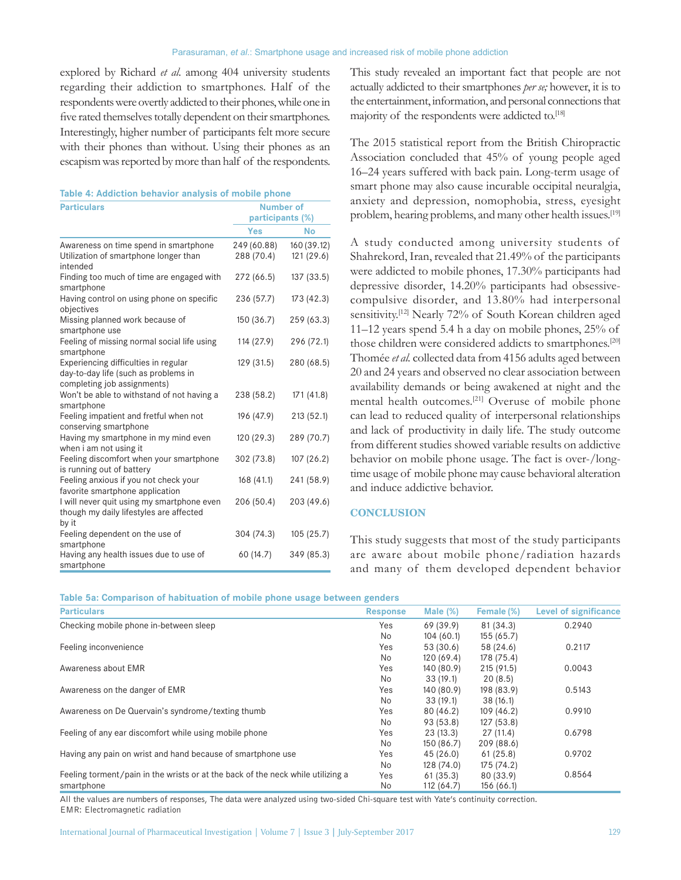explored by Richard *et al.* among 404 university students regarding their addiction to smartphones. Half of the respondents were overtly addicted to their phones, while one in five rated themselves totally dependent on their smartphones. Interestingly, higher number of participants felt more secure with their phones than without. Using their phones as an escapism was reported by more than half of the respondents. This study revealed an important fact that people are not actually addicted to their smartphones *per se;* however, it is to the entertainment, information, and personal connections that majority of the respondents were addicted to.[18]

**Table 4: Addiction behavior analysis of mobile phone**

| Particulars | Number of participants (%) | |
|---|---|---|
| | Yes | No |
| Awareness on time spend in smartphone | 249 (60.88) | 160 (39.12) |
| Utilization of smartphone longer than intended | 288 (70.4) | 121 (29.6) |
| Finding too much of time are engaged with smartphone | 272 (66.5) | 137 (33.5) |
| Having control on using phone on specific objectives | 236 (57.7) | 173 (42.3) |
| Missing planned work because of smartphone use | 150 (36.7) | 259 (63.3) |
| Feeling of missing normal social life using smartphone | 114 (27.9) | 296 (72.1) |
| Experiencing difficulties in regular day-to-day life (such as problems in completing job assignments) | 129 (31.5) | 280 (68.5) |
| Won't be able to withstand of not having a smartphone | 238 (58.2) | 171 (41.8) |
| Feeling impatient and fretful when not conserving smartphone | 196 (47.9) | 213 (52.1) |
| Having my smartphone in my mind even when i am not using it | 120 (29.3) | 289 (70.7) |
| Feeling discomfort when your smartphone is running out of battery | 302 (73.8) | 107 (26.2) |
| Feeling anxious if you not check your favorite smartphone application | 168 (41.1) | 241 (58.9) |
| I will never quit using my smartphone even though my daily lifestyles are affected by it | 206 (50.4) | 203 (49.6) |
| Feeling dependent on the use of smartphone | 304 (74.3) | 105 (25.7) |
| Having any health issues due to use of smartphone | 60 (14.7) | 349 (85.3) |

The 2015 statistical report from the British Chiropractic Association concluded that 45% of young people aged 16–24 years suffered with back pain. Long-term usage of smart phone may also cause incurable occipital neuralgia, anxiety and depression, nomophobia, stress, eyesight problem, hearing problems, and many other health issues.[19]

A study conducted among university students of Shahrekord, Iran, revealed that 21.49% of the participants were addicted to mobile phones, 17.30% participants had depressive disorder, 14.20% participants had obsessive-compulsive disorder, and 13.80% had interpersonal sensitivity.[12] Nearly 72% of South Korean children aged 11–12 years spend 5.4 h a day on mobile phones, 25% of those children were considered addicts to smartphones.[20] Thomée *et al.* collected data from 4156 adults aged between 20 and 24 years and observed no clear association between availability demands or being awakened at night and the mental health outcomes.[21] Overuse of mobile phone can lead to reduced quality of interpersonal relationships and lack of productivity in daily life. The study outcome from different studies showed variable results on addictive behavior on mobile phone usage. The fact is over-/long-time usage of mobile phone may cause behavioral alteration and induce addictive behavior.

## CONCLUSION

This study suggests that most of the study participants are aware about mobile phone/radiation hazards and many of them developed dependent behavior

**Table 5a: Comparison of habituation of mobile phone usage between genders**

| Particulars | Response | Male (%) | Female (%) | Level of significance |
|---|---|---|---|---|
| Checking mobile phone in-between sleep | Yes | 69 (39.9) | 81 (34.3) | 0.2940 |
| | No | 104 (60.1) | 155 (65.7) | |
| Feeling inconvenience | Yes | 53 (30.6) | 58 (24.6) | 0.2117 |
| | No | 120 (69.4) | 178 (75.4) | |
| Awareness about EMR | Yes | 140 (80.9) | 215 (91.5) | 0.0043 |
| | No | 33 (19.1) | 20 (8.5) | |
| Awareness on the danger of EMR | Yes | 140 (80.9) | 198 (83.9) | 0.5143 |
| | No | 33 (19.1) | 38 (16.1) | |
| Awareness on De Quervain's syndrome/texting thumb | Yes | 80 (46.2) | 109 (46.2) | 0.9910 |
| | No | 93 (53.8) | 127 (53.8) | |
| Feeling of any ear discomfort while using mobile phone | Yes | 23 (13.3) | 27 (11.4) | 0.6798 |
| | No | 150 (86.7) | 209 (88.6) | |
| Having any pain on wrist and hand because of smartphone use | Yes | 45 (26.0) | 61 (25.8) | 0.9702 |
| | No | 128 (74.0) | 175 (74.2) | |
| Feeling torment/pain in the wrists or at the back of the neck while utilizing a smartphone | Yes | 61 (35.3) | 80 (33.9) | 0.8564 |
| | No | 112 (64.7) | 156 (66.1) | |

All the values are numbers of responses, The data were analyzed using two-sided Chi-square test with Yate's continuity correction. EMR: Electromagnetic radiation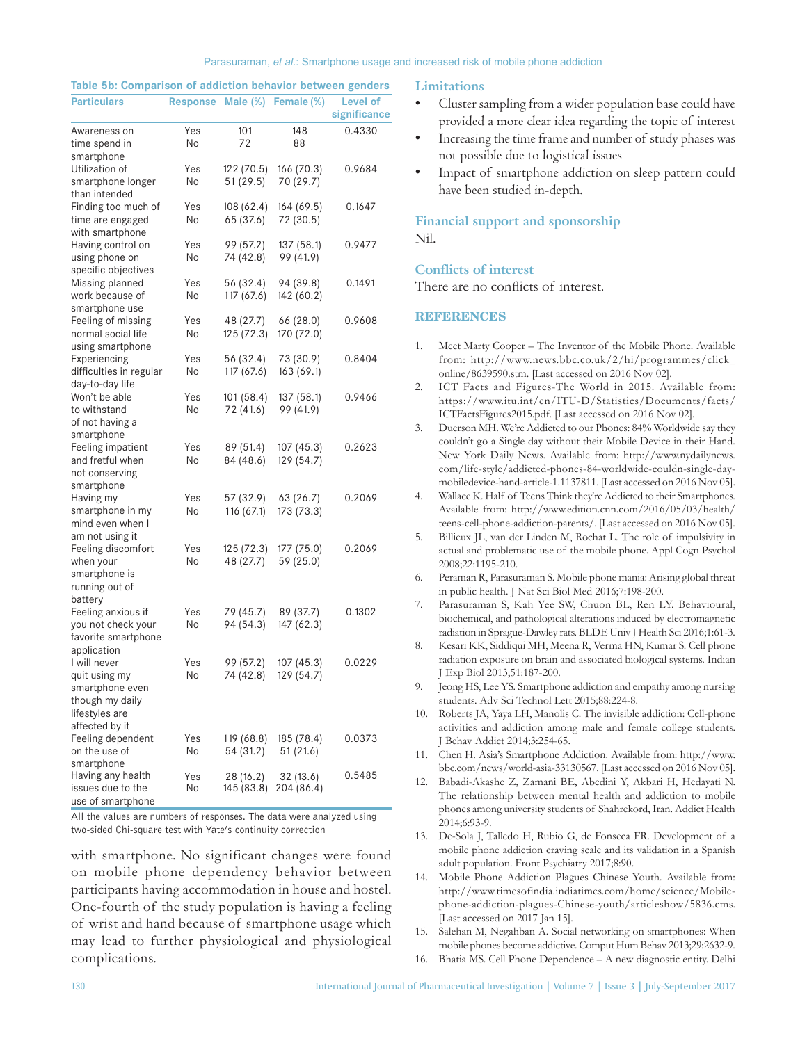**Table 5b: Comparison of addiction behavior between genders**

| Particulars | Response | Male (%) | Female (%) | Level of significance |
|---|---|---|---|---|
| Awareness on time spend in smartphone | Yes<br>No | 101<br>72 | 148<br>88 | 0.4330 |
| Utilization of smartphone longer than intended | Yes<br>No | 122 (70.5)<br>51 (29.5) | 166 (70.3)<br>70 (29.7) | 0.9684 |
| Finding too much of time are engaged with smartphone | Yes<br>No | 108 (62.4)<br>65 (37.6) | 164 (69.5)<br>72 (30.5) | 0.1647 |
| Having control on using phone on specific objectives | Yes<br>No | 99 (57.2)<br>74 (42.8) | 137 (58.1)<br>99 (41.9) | 0.9477 |
| Missing planned work because of smartphone use | Yes<br>No | 56 (32.4)<br>117 (67.6) | 94 (39.8)<br>142 (60.2) | 0.1491 |
| Feeling of missing normal social life using smartphone | Yes<br>No | 48 (27.7)<br>125 (72.3) | 66 (28.0)<br>170 (72.0) | 0.9608 |
| Experiencing difficulties in regular day-to-day life | Yes<br>No | 56 (32.4)<br>117 (67.6) | 73 (30.9)<br>163 (69.1) | 0.8404 |
| Won't be able to withstand of not having a smartphone | Yes<br>No | 101 (58.4)<br>72 (41.6) | 137 (58.1)<br>99 (41.9) | 0.9466 |
| Feeling impatient and fretful when not conserving smartphone | Yes<br>No | 89 (51.4)<br>84 (48.6) | 107 (45.3)<br>129 (54.7) | 0.2623 |
| Having my smartphone in my mind even when I am not using it | Yes<br>No | 57 (32.9)<br>116 (67.1) | 63 (26.7)<br>173 (73.3) | 0.2069 |
| Feeling discomfort when your smartphone is running out of battery | Yes<br>No | 125 (72.3)<br>48 (27.7) | 177 (75.0)<br>59 (25.0) | 0.2069 |
| Feeling anxious if you not check your favorite smartphone application | Yes<br>No | 79 (45.7)<br>94 (54.3) | 89 (37.7)<br>147 (62.3) | 0.1302 |
| I will never quit using my smartphone even though my daily lifestyles are affected by it | Yes<br>No | 99 (57.2)<br>74 (42.8) | 107 (45.3)<br>129 (54.7) | 0.0229 |
| Feeling dependent on the use of smartphone | Yes<br>No | 119 (68.8)<br>54 (31.2) | 185 (78.4)<br>51 (21.6) | 0.0373 |
| Having any health issues due to the use of smartphone | Yes<br>No | 28 (16.2)<br>145 (83.8) | 32 (13.6)<br>204 (86.4) | 0.5485 |

All the values are numbers of responses. The data were analyzed using two-sided Chi-square test with Yate's continuity correction

with smartphone. No significant changes were found on mobile phone dependency behavior between participants having accommodation in house and hostel. One-fourth of the study population is having a feeling of wrist and hand because of smartphone usage which may lead to further physiological and physiological complications.

## Limitations

- Cluster sampling from a wider population base could have provided a more clear idea regarding the topic of interest
- Increasing the time frame and number of study phases was not possible due to logistical issues
- Impact of smartphone addiction on sleep pattern could have been studied in-depth.

## Financial support and sponsorship

Nil.

## Conflicts of interest

There are no conflicts of interest.

## REFERENCES

1. Meet Marty Cooper – The Inventor of the Mobile Phone. Available from: http://www.news.bbc.co.uk/2/hi/programmes/click_online/8639590.stm. [Last accessed on 2016 Nov 02].
2. ICT Facts and Figures-The World in 2015. Available from: https://www.itu.int/en/ITU-D/Statistics/Documents/facts/ICTFactsFigures2015.pdf. [Last accessed on 2016 Nov 02].
3. Duerson MH. We're Addicted to our Phones: 84% Worldwide say they couldn't go a Single day without their Mobile Device in their Hand. New York Daily News. Available from: http://www.nydailynews.com/life-style/addicted-phones-84-worldwide-couldn-single-day-mobiledevice-hand-article-1.1137811. [Last accessed on 2016 Nov 05].
4. Wallace K. Half of Teens Think they're Addicted to their Smartphones. Available from: http://www.edition.cnn.com/2016/05/03/health/teens-cell-phone-addiction-parents/. [Last accessed on 2016 Nov 05].
5. Billieux JL, van der Linden M, Rochat L. The role of impulsivity in actual and problematic use of the mobile phone. Appl Cogn Psychol 2008;22:1195-210.
6. Peraman R, Parasuraman S. Mobile phone mania: Arising global threat in public health. J Nat Sci Biol Med 2016;7:198-200.
7. Parasuraman S, Kah Yee SW, Chuon BL, Ren LY. Behavioural, biochemical, and pathological alterations induced by electromagnetic radiation in Sprague-Dawley rats. BLDE Univ J Health Sci 2016;1:61-3.
8. Kesari KK, Siddiqui MH, Meena R, Verma HN, Kumar S. Cell phone radiation exposure on brain and associated biological systems. Indian J Exp Biol 2013;51:187-200.
9. Jeong HS, Lee YS. Smartphone addiction and empathy among nursing students. Adv Sci Technol Lett 2015;88:224-8.
10. Roberts JA, Yaya LH, Manolis C. The invisible addiction: Cell-phone activities and addiction among male and female college students. J Behav Addict 2014;3:254-65.
11. Chen H. Asia's Smartphone Addiction. Available from: http://www.bbc.com/news/world-asia-33130567. [Last accessed on 2016 Nov 05].
12. Babadi-Akashe Z, Zamani BE, Abedini Y, Akbari H, Hedayati N. The relationship between mental health and addiction to mobile phones among university students of Shahrekord, Iran. Addict Health 2014;6:93-9.
13. De-Sola J, Talledo H, Rubio G, de Fonseca FR. Development of a mobile phone addiction craving scale and its validation in a Spanish adult population. Front Psychiatry 2017;8:90.
14. Mobile Phone Addiction Plagues Chinese Youth. Available from: http://www.timesofindia.indiatimes.com/home/science/Mobile-phone-addiction-plagues-Chinese-youth/articleshow/5836.cms. [Last accessed on 2017 Jan 15].
15. Salehan M, Negahban A. Social networking on smartphones: When mobile phones become addictive. Comput Hum Behav 2013;29:2632-9.
16. Bhatia MS. Cell Phone Dependence – A new diagnostic entity. Delhi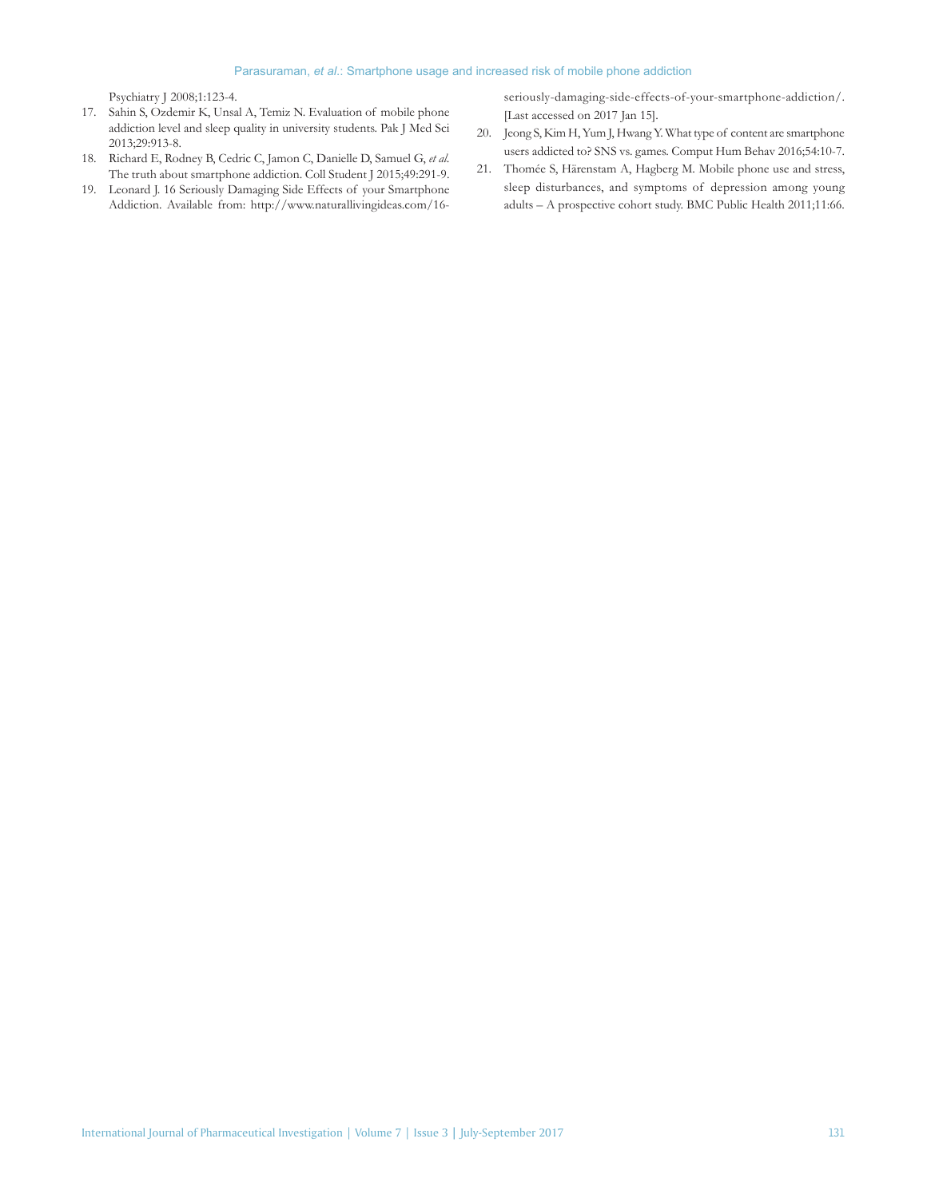Psychiatry J 2008;1:123-4.

17. Sahin S, Ozdemir K, Unsal A, Temiz N. Evaluation of mobile phone addiction level and sleep quality in university students. Pak J Med Sci 2013;29:913-8.
18. Richard E, Rodney B, Cedric C, Jamon C, Danielle D, Samuel G, *et al*. The truth about smartphone addiction. Coll Student J 2015;49:291-9.
19. Leonard J. 16 Seriously Damaging Side Effects of your Smartphone Addiction. Available from: http://www.naturallivingideas.com/16-seriously-damaging-side-effects-of-your-smartphone-addiction/. [Last accessed on 2017 Jan 15].
20. Jeong S, Kim H, Yum J, Hwang Y. What type of content are smartphone users addicted to? SNS vs. games. Comput Hum Behav 2016;54:10-7.
21. Thomée S, Härenstam A, Hagberg M. Mobile phone use and stress, sleep disturbances, and symptoms of depression among young adults – A prospective cohort study. BMC Public Health 2011;11:66.